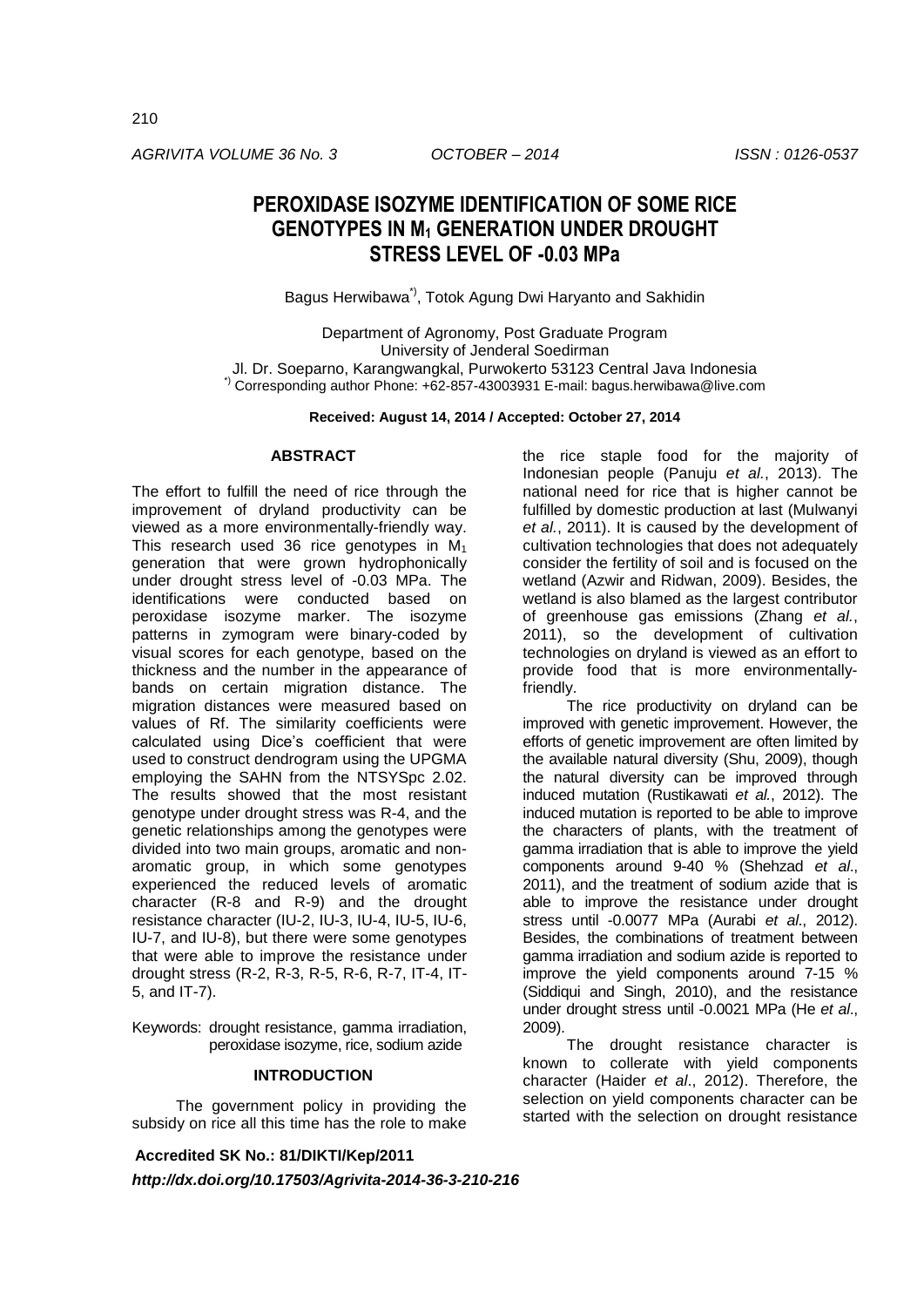# PEROXIDASE ISOZYME IDENTIFICATION OF SOME RICE GENOTYPES IN $M_1$ GENERATION UNDER DROUGHT STRESS LEVEL OF -0.03 MPa

Bagus Herwibawa[*)], Totok Agung Dwi Haryanto and Sakhidin

Department of Agronomy, Post Graduate Program
University of Jenderal Soedirman
Jl. Dr. Soeparno, Karangwangkal, Purwokerto 53123 Central Java Indonesia
[*)] Corresponding author Phone: +62-857-43003931 E-mail: bagus.herwibawa@live.com

**Received: August 14, 2014 / Accepted: October 27, 2014**

## ABSTRACT

The effort to fulfill the need of rice through the improvement of dryland productivity can be viewed as a more environmentally-friendly way. This research used 36 rice genotypes in $M_1$ generation that were grown hydrophonically under drought stress level of -0.03 MPa. The identifications were conducted based on peroxidase isozyme marker. The isozyme patterns in zymogram were binary-coded by visual scores for each genotype, based on the thickness and the number in the appearance of bands on certain migration distance. The migration distances were measured based on values of Rf. The similarity coefficients were calculated using Dice's coefficient that were used to construct dendrogram using the UPGMA employing the SAHN from the NTSYSpc 2.02. The results showed that the most resistant genotype under drought stress was R-4, and the genetic relationships among the genotypes were divided into two main groups, aromatic and non-aromatic group, in which some genotypes experienced the reduced levels of aromatic character (R-8 and R-9) and the drought resistance character (IU-2, IU-3, IU-4, IU-5, IU-6, IU-7, and IU-8), but there were some genotypes that were able to improve the resistance under drought stress (R-2, R-3, R-5, R-6, R-7, IT-4, IT-5, and IT-7).

Keywords: drought resistance, gamma irradiation, peroxidase isozyme, rice, sodium azide

## INTRODUCTION

The government policy in providing the subsidy on rice all this time has the role to make the rice staple food for the majority of Indonesian people (Panuju *et al.*, 2013). The national need for rice that is higher cannot be fulfilled by domestic production at last (Mulwanyi *et al.*, 2011). It is caused by the development of cultivation technologies that does not adequately consider the fertility of soil and is focused on the wetland (Azwir and Ridwan, 2009). Besides, the wetland is also blamed as the largest contributor of greenhouse gas emissions (Zhang *et al.*, 2011), so the development of cultivation technologies on dryland is viewed as an effort to provide food that is more environmentally-friendly.

The rice productivity on dryland can be improved with genetic improvement. However, the efforts of genetic improvement are often limited by the available natural diversity (Shu, 2009), though the natural diversity can be improved through induced mutation (Rustikawati *et al.*, 2012). The induced mutation is reported to be able to improve the characters of plants, with the treatment of gamma irradiation that is able to improve the yield components around 9-40 % (Shehzad *et al.*, 2011), and the treatment of sodium azide that is able to improve the resistance under drought stress until -0.0077 MPa (Aurabi *et al.*, 2012). Besides, the combinations of treatment between gamma irradiation and sodium azide is reported to improve the yield components around 7-15 % (Siddiqui and Singh, 2010), and the resistance under drought stress until -0.0021 MPa (He *et al.*, 2009).

The drought resistance character is known to collerate with yield components character (Haider *et al.*, 2012). Therefore, the selection on yield components character can be started with the selection on drought resistance

**Accredited SK No.: 81/DIKTI/Kep/2011**

***http://dx.doi.org/10.17503/Agrivita-2014-36-3-210-216***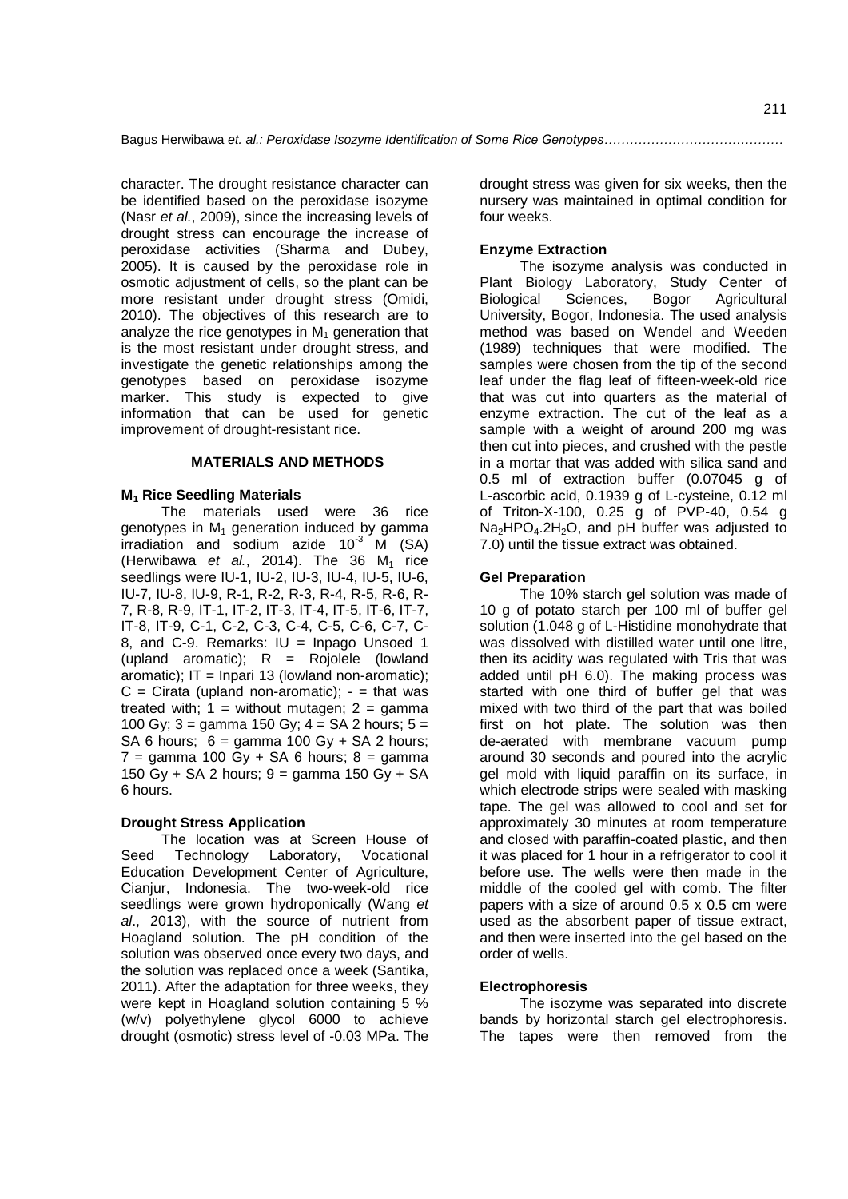character. The drought resistance character can be identified based on the peroxidase isozyme (Nasr *et al.*, 2009), since the increasing levels of drought stress can encourage the increase of peroxidase activities (Sharma and Dubey, 2005). It is caused by the peroxidase role in osmotic adjustment of cells, so the plant can be more resistant under drought stress (Omidi, 2010). The objectives of this research are to analyze the rice genotypes in $M_1$ generation that is the most resistant under drought stress, and investigate the genetic relationships among the genotypes based on peroxidase isozyme marker. This study is expected to give information that can be used for genetic improvement of drought-resistant rice.

## MATERIALS AND METHODS

### $M_1$ Rice Seedling Materials

The materials used were 36 rice genotypes in $M_1$ generation induced by gamma irradiation and sodium azide $10^{-3}$ M (SA) (Herwibawa *et al.*, 2014). The 36 $M_1$ rice seedlings were IU-1, IU-2, IU-3, IU-4, IU-5, IU-6, IU-7, IU-8, IU-9, R-1, R-2, R-3, R-4, R-5, R-6, R-7, R-8, R-9, IT-1, IT-2, IT-3, IT-4, IT-5, IT-6, IT-7, IT-8, IT-9, C-1, C-2, C-3, C-4, C-5, C-6, C-7, C-8, and C-9. Remarks: IU = Inpago Unsoed 1 (upland aromatic); R = Rojolele (lowland aromatic); IT = Inpari 13 (lowland non-aromatic); C = Cirata (upland non-aromatic); - = that was treated with; 1 = without mutagen; 2 = gamma 100 Gy; 3 = gamma 150 Gy; 4 = SA 2 hours; 5 = SA 6 hours; 6 = gamma 100 Gy + SA 2 hours; 7 = gamma 100 Gy + SA 6 hours; 8 = gamma 150 Gy + SA 2 hours; 9 = gamma 150 Gy + SA 6 hours.

### Drought Stress Application

The location was at Screen House of Seed Technology Laboratory, Vocational Education Development Center of Agriculture, Cianjur, Indonesia. The two-week-old rice seedlings were grown hydroponically (Wang *et al*., 2013), with the source of nutrient from Hoagland solution. The pH condition of the solution was observed once every two days, and the solution was replaced once a week (Santika, 2011). After the adaptation for three weeks, they were kept in Hoagland solution containing 5 % (w/v) polyethylene glycol 6000 to achieve drought (osmotic) stress level of -0.03 MPa. The drought stress was given for six weeks, then the nursery was maintained in optimal condition for four weeks.

### Enzyme Extraction

The isozyme analysis was conducted in Plant Biology Laboratory, Study Center of Biological Sciences, Bogor Agricultural University, Bogor, Indonesia. The used analysis method was based on Wendel and Weeden (1989) techniques that were modified. The samples were chosen from the tip of the second leaf under the flag leaf of fifteen-week-old rice that was cut into quarters as the material of enzyme extraction. The cut of the leaf as a sample with a weight of around 200 mg was then cut into pieces, and crushed with the pestle in a mortar that was added with silica sand and 0.5 ml of extraction buffer (0.07045 g of L-ascorbic acid, 0.1939 g of L-cysteine, 0.12 ml of Triton-X-100, 0.25 g of PVP-40, 0.54 g $Na_2HPO_4.2H_2O$, and pH buffer was adjusted to 7.0) until the tissue extract was obtained.

### Gel Preparation

The 10% starch gel solution was made of 10 g of potato starch per 100 ml of buffer gel solution (1.048 g of L-Histidine monohydrate that was dissolved with distilled water until one litre, then its acidity was regulated with Tris that was added until pH 6.0). The making process was started with one third of buffer gel that was mixed with two third of the part that was boiled first on hot plate. The solution was then de-aerated with membrane vacuum pump around 30 seconds and poured into the acrylic gel mold with liquid paraffin on its surface, in which electrode strips were sealed with masking tape. The gel was allowed to cool and set for approximately 30 minutes at room temperature and closed with paraffin-coated plastic, and then it was placed for 1 hour in a refrigerator to cool it before use. The wells were then made in the middle of the cooled gel with comb. The filter papers with a size of around 0.5 x 0.5 cm were used as the absorbent paper of tissue extract, and then were inserted into the gel based on the order of wells.

### Electrophoresis

The isozyme was separated into discrete bands by horizontal starch gel electrophoresis. The tapes were then removed from the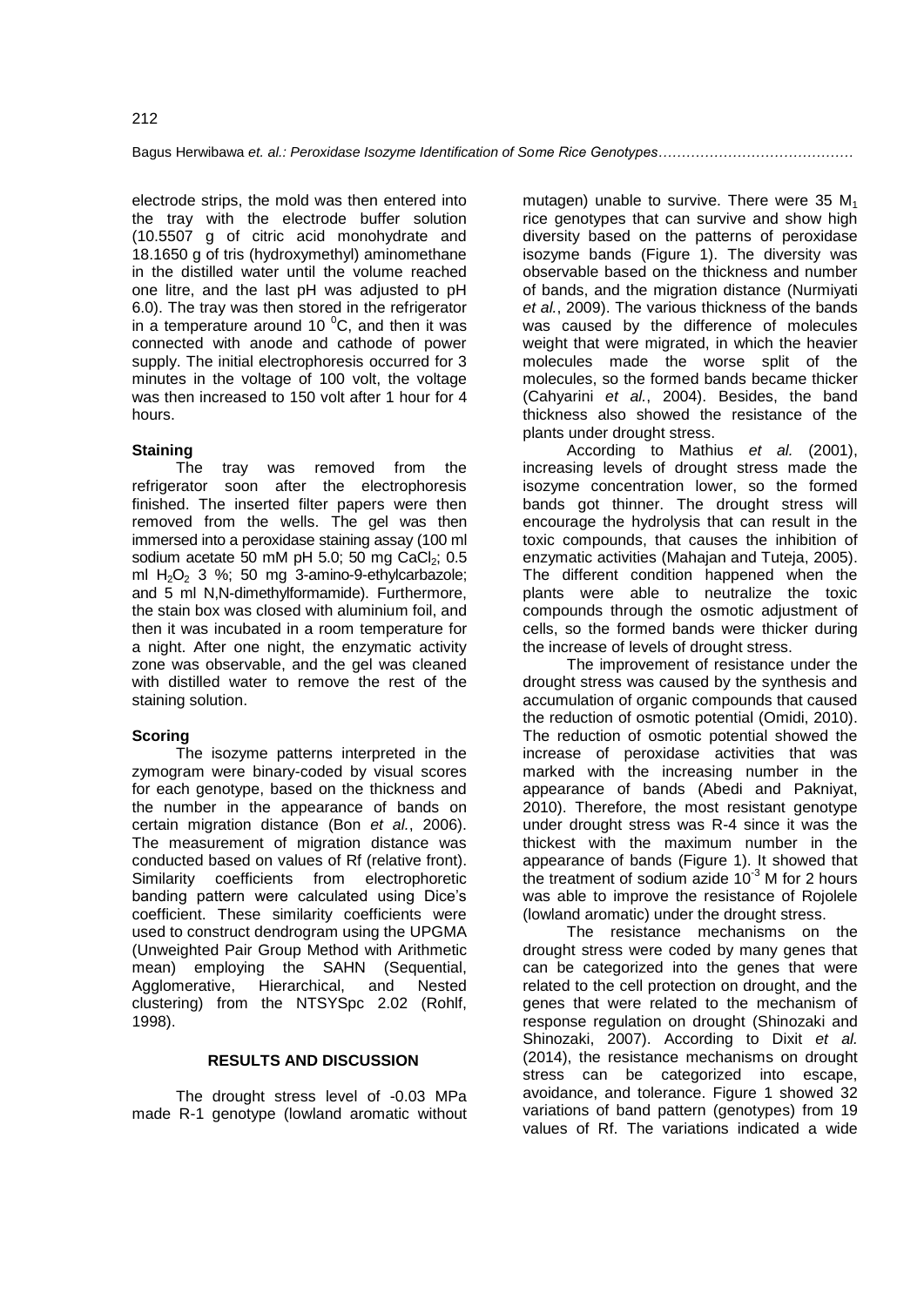electrode strips, the mold was then entered into the tray with the electrode buffer solution (10.5507 g of citric acid monohydrate and 18.1650 g of tris (hydroxymethyl) aminomethane in the distilled water until the volume reached one litre, and the last pH was adjusted to pH 6.0). The tray was then stored in the refrigerator in a temperature around 10 $^0$C, and then it was connected with anode and cathode of power supply. The initial electrophoresis occurred for 3 minutes in the voltage of 100 volt, the voltage was then increased to 150 volt after 1 hour for 4 hours.

### Staining

The tray was removed from the refrigerator soon after the electrophoresis finished. The inserted filter papers were then removed from the wells. The gel was then immersed into a peroxidase staining assay (100 ml sodium acetate 50 mM pH 5.0; 50 mg $CaCl_2$; 0.5 ml $H_2O_2$ 3 %; 50 mg 3-amino-9-ethylcarbazole; and 5 ml N,N-dimethylformamide). Furthermore, the stain box was closed with aluminium foil, and then it was incubated in a room temperature for a night. After one night, the enzymatic activity zone was observable, and the gel was cleaned with distilled water to remove the rest of the staining solution.

### Scoring

The isozyme patterns interpreted in the zymogram were binary-coded by visual scores for each genotype, based on the thickness and the number in the appearance of bands on certain migration distance (Bon *et al.*, 2006). The measurement of migration distance was conducted based on values of Rf (relative front). Similarity coefficients from electrophoretic banding pattern were calculated using Dice's coefficient. These similarity coefficients were used to construct dendrogram using the UPGMA (Unweighted Pair Group Method with Arithmetic mean) employing the SAHN (Sequential, Agglomerative, Hierarchical, and Nested clustering) from the NTSYSpc 2.02 (Rohlf, 1998).

## RESULTS AND DISCUSSION

The drought stress level of -0.03 MPa made R-1 genotype (lowland aromatic without mutagen) unable to survive. There were 35 $M_1$ rice genotypes that can survive and show high diversity based on the patterns of peroxidase isozyme bands (Figure 1). The diversity was observable based on the thickness and number of bands, and the migration distance (Nurmiyati *et al.*, 2009). The various thickness of the bands was caused by the difference of molecules weight that were migrated, in which the heavier molecules made the worse split of the molecules, so the formed bands became thicker (Cahyarini *et al.*, 2004). Besides, the band thickness also showed the resistance of the plants under drought stress.

According to Mathius *et al.* (2001), increasing levels of drought stress made the isozyme concentration lower, so the formed bands got thinner. The drought stress will encourage the hydrolysis that can result in the toxic compounds, that causes the inhibition of enzymatic activities (Mahajan and Tuteja, 2005). The different condition happened when the plants were able to neutralize the toxic compounds through the osmotic adjustment of cells, so the formed bands were thicker during the increase of levels of drought stress.

The improvement of resistance under the drought stress was caused by the synthesis and accumulation of organic compounds that caused the reduction of osmotic potential (Omidi, 2010). The reduction of osmotic potential showed the increase of peroxidase activities that was marked with the increasing number in the appearance of bands (Abedi and Pakniyat, 2010). Therefore, the most resistant genotype under drought stress was R-4 since it was the thickest with the maximum number in the appearance of bands (Figure 1). It showed that the treatment of sodium azide $10^{-3}$ M for 2 hours was able to improve the resistance of Rojolele (lowland aromatic) under the drought stress.

The resistance mechanisms on the drought stress were coded by many genes that can be categorized into the genes that were related to the cell protection on drought, and the genes that were related to the mechanism of response regulation on drought (Shinozaki and Shinozaki, 2007). According to Dixit *et al.* (2014), the resistance mechanisms on drought stress can be categorized into escape, avoidance, and tolerance. Figure 1 showed 32 variations of band pattern (genotypes) from 19 values of Rf. The variations indicated a wide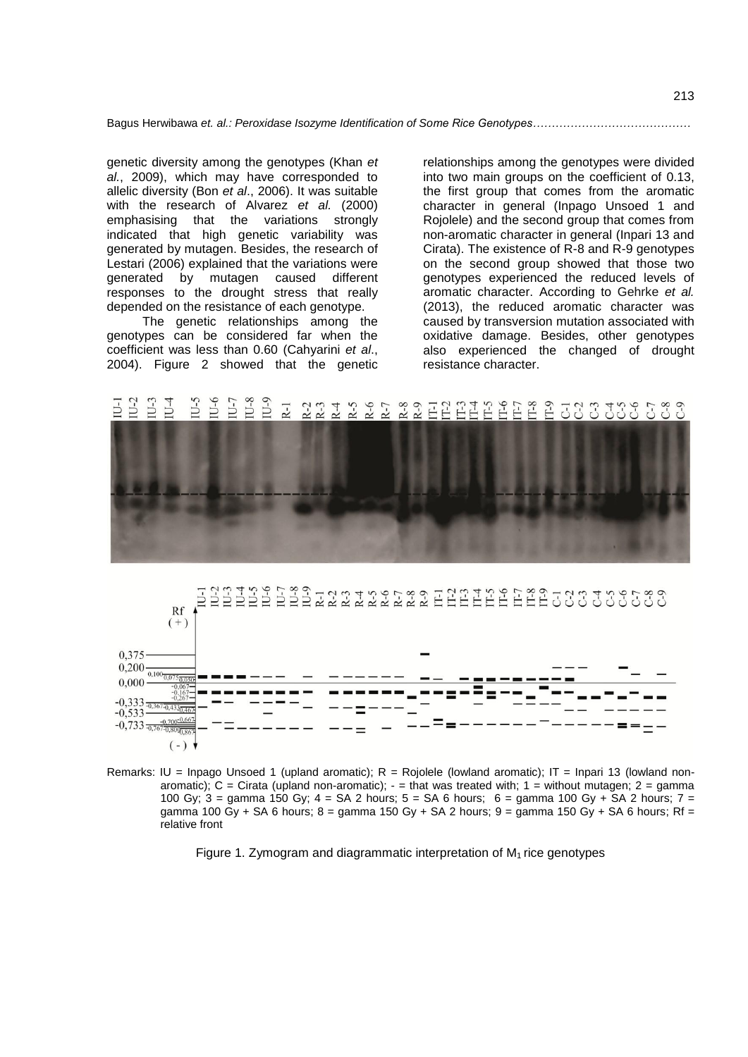genetic diversity among the genotypes (Khan *et al.*, 2009), which may have corresponded to allelic diversity (Bon *et al*., 2006). It was suitable with the research of Alvarez *et al.* (2000) emphasising that the variations strongly indicated that high genetic variability was generated by mutagen. Besides, the research of Lestari (2006) explained that the variations were generated by mutagen caused different responses to the drought stress that really depended on the resistance of each genotype.

The genetic relationships among the genotypes can be considered far when the coefficient was less than 0.60 (Cahyarini *et al*., 2004). Figure 2 showed that the genetic relationships among the genotypes were divided into two main groups on the coefficient of 0.13, the first group that comes from the aromatic character in general (Inpago Unsoed 1 and Rojolele) and the second group that comes from non-aromatic character in general (Inpari 13 and Cirata). The existence of R-8 and R-9 genotypes on the second group showed that those two genotypes experienced the reduced levels of aromatic character. According to Gehrke *et al.* (2013), the reduced aromatic character was caused by transversion mutation associated with oxidative damage. Besides, other genotypes also experienced the changed of drought resistance character.

Remarks: IU = Inpago Unsoed 1 (upland aromatic); R = Rojolele (lowland aromatic); IT = Inpari 13 (lowland non-aromatic); C = Cirata (upland non-aromatic); - = that was treated with; 1 = without mutagen; 2 = gamma 100 Gy; 3 = gamma 150 Gy; 4 = SA 2 hours; 5 = SA 6 hours; 6 = gamma 100 Gy + SA 2 hours; 7 = gamma 100 Gy + SA 6 hours; 8 = gamma 150 Gy + SA 2 hours; 9 = gamma 150 Gy + SA 6 hours; Rf = relative front

Figure 1. Zymogram and diagrammatic interpretation of $M_1$ rice genotypes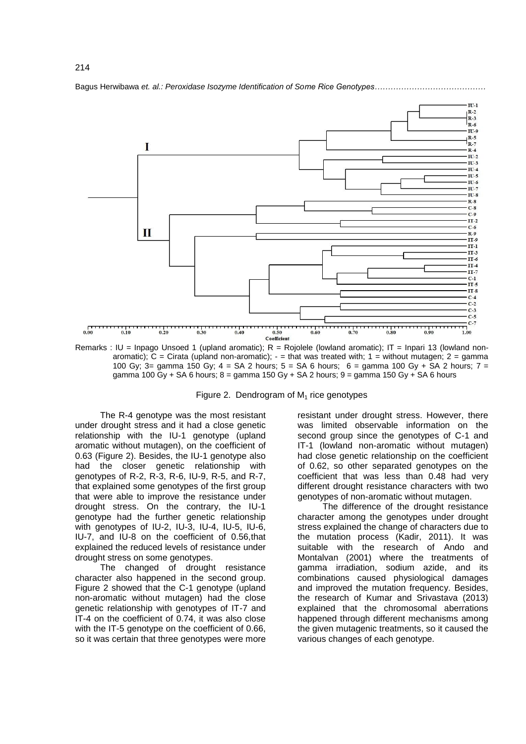Remarks : IU = Inpago Unsoed 1 (upland aromatic); R = Rojolele (lowland aromatic); IT = Inpari 13 (lowland non-aromatic); C = Cirata (upland non-aromatic); - = that was treated with; 1 = without mutagen; 2 = gamma 100 Gy; 3= gamma 150 Gy; 4 = SA 2 hours; 5 = SA 6 hours; 6 = gamma 100 Gy + SA 2 hours; 7 = gamma 100 Gy + SA 6 hours; 8 = gamma 150 Gy + SA 2 hours; 9 = gamma 150 Gy + SA 6 hours

Figure 2. Dendrogram of $M_1$ rice genotypes

The R-4 genotype was the most resistant under drought stress and it had a close genetic relationship with the IU-1 genotype (upland aromatic without mutagen), on the coefficient of 0.63 (Figure 2). Besides, the IU-1 genotype also had the closer genetic relationship with genotypes of R-2, R-3, R-6, IU-9, R-5, and R-7, that explained some genotypes of the first group that were able to improve the resistance under drought stress. On the contrary, the IU-1 genotype had the further genetic relationship with genotypes of IU-2, IU-3, IU-4, IU-5, IU-6, IU-7, and IU-8 on the coefficient of 0.56,that explained the reduced levels of resistance under drought stress on some genotypes.

The changed of drought resistance character also happened in the second group. Figure 2 showed that the C-1 genotype (upland non-aromatic without mutagen) had the close genetic relationship with genotypes of IT-7 and IT-4 on the coefficient of 0.74, it was also close with the IT-5 genotype on the coefficient of 0.66, so it was certain that three genotypes were more resistant under drought stress. However, there was limited observable information on the second group since the genotypes of C-1 and IT-1 (lowland non-aromatic without mutagen) had close genetic relationship on the coefficient of 0.62, so other separated genotypes on the coefficient that was less than 0.48 had very different drought resistance characters with two genotypes of non-aromatic without mutagen.

The difference of the drought resistance character among the genotypes under drought stress explained the change of characters due to the mutation process (Kadir, 2011). It was suitable with the research of Ando and Montalvan (2001) where the treatments of gamma irradiation, sodium azide, and its combinations caused physiological damages and improved the mutation frequency. Besides, the research of Kumar and Srivastava (2013) explained that the chromosomal aberrations happened through different mechanisms among the given mutagenic treatments, so it caused the various changes of each genotype.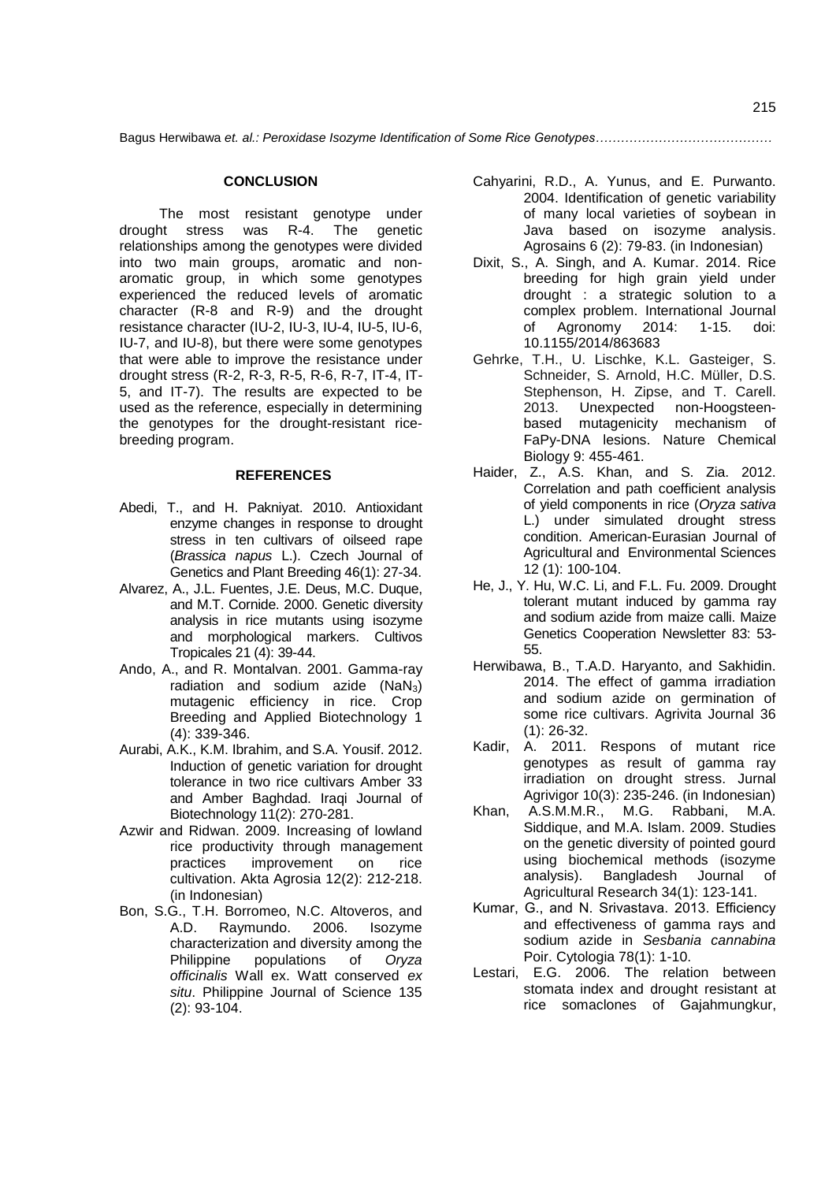## CONCLUSION

The most resistant genotype under drought stress was R-4. The genetic relationships among the genotypes were divided into two main groups, aromatic and non-aromatic group, in which some genotypes experienced the reduced levels of aromatic character (R-8 and R-9) and the drought resistance character (IU-2, IU-3, IU-4, IU-5, IU-6, IU-7, and IU-8), but there were some genotypes that were able to improve the resistance under drought stress (R-2, R-3, R-5, R-6, R-7, IT-4, IT-5, and IT-7). The results are expected to be used as the reference, especially in determining the genotypes for the drought-resistant rice-breeding program.

## REFERENCES

- Abedi, T., and H. Pakniyat. 2010. Antioxidant enzyme changes in response to drought stress in ten cultivars of oilseed rape (*Brassica napus* L.). Czech Journal of Genetics and Plant Breeding 46(1): 27-34.
- Alvarez, A., J.L. Fuentes, J.E. Deus, M.C. Duque, and M.T. Cornide. 2000. Genetic diversity analysis in rice mutants using isozyme and morphological markers. Cultivos Tropicales 21 (4): 39-44.
- Ando, A., and R. Montalvan. 2001. Gamma-ray radiation and sodium azide ($NaN_3$) mutagenic efficiency in rice. Crop Breeding and Applied Biotechnology 1 (4): 339-346.
- Aurabi, A.K., K.M. Ibrahim, and S.A. Yousif. 2012. Induction of genetic variation for drought tolerance in two rice cultivars Amber 33 and Amber Baghdad. Iraqi Journal of Biotechnology 11(2): 270-281.
- Azwir and Ridwan. 2009. Increasing of lowland rice productivity through management practices improvement on rice cultivation. Akta Agrosia 12(2): 212-218. (in Indonesian)
- Bon, S.G., T.H. Borromeo, N.C. Altoveros, and A.D. Raymundo. 2006. Isozyme characterization and diversity among the Philippine populations of *Oryza officinalis* Wall ex. Watt conserved *ex situ*. Philippine Journal of Science 135 (2): 93-104.
- Cahyarini, R.D., A. Yunus, and E. Purwanto. 2004. Identification of genetic variability of many local varieties of soybean in Java based on isozyme analysis. Agrosains 6 (2): 79-83. (in Indonesian)
- Dixit, S., A. Singh, and A. Kumar. 2014. Rice breeding for high grain yield under drought : a strategic solution to a complex problem. International Journal of Agronomy 2014: 1-15. doi: 10.1155/2014/863683
- Gehrke, T.H., U. Lischke, K.L. Gasteiger, S. Schneider, S. Arnold, H.C. Müller, D.S. Stephenson, H. Zipse, and T. Carell. 2013. Unexpected non-Hoogsteen-based mutagenicity mechanism of FaPy-DNA lesions. Nature Chemical Biology 9: 455-461.
- Haider, Z., A.S. Khan, and S. Zia. 2012. Correlation and path coefficient analysis of yield components in rice (*Oryza sativa* L.) under simulated drought stress condition. American-Eurasian Journal of Agricultural and Environmental Sciences 12 (1): 100-104.
- He, J., Y. Hu, W.C. Li, and F.L. Fu. 2009. Drought tolerant mutant induced by gamma ray and sodium azide from maize calli. Maize Genetics Cooperation Newsletter 83: 53-55.
- Herwibawa, B., T.A.D. Haryanto, and Sakhidin. 2014. The effect of gamma irradiation and sodium azide on germination of some rice cultivars. Agrivita Journal 36 (1): 26-32.
- Kadir, A. 2011. Respons of mutant rice genotypes as result of gamma ray irradiation on drought stress. Jurnal Agrivigor 10(3): 235-246. (in Indonesian)
- Khan, A.S.M.M.R., M.G. Rabbani, M.A. Siddique, and M.A. Islam. 2009. Studies on the genetic diversity of pointed gourd using biochemical methods (isozyme analysis). Bangladesh Journal of Agricultural Research 34(1): 123-141.
- Kumar, G., and N. Srivastava. 2013. Efficiency and effectiveness of gamma rays and sodium azide in *Sesbania cannabina* Poir. Cytologia 78(1): 1-10.
- Lestari, E.G. 2006. The relation between stomata index and drought resistant at rice somaclones of Gajahmungkur,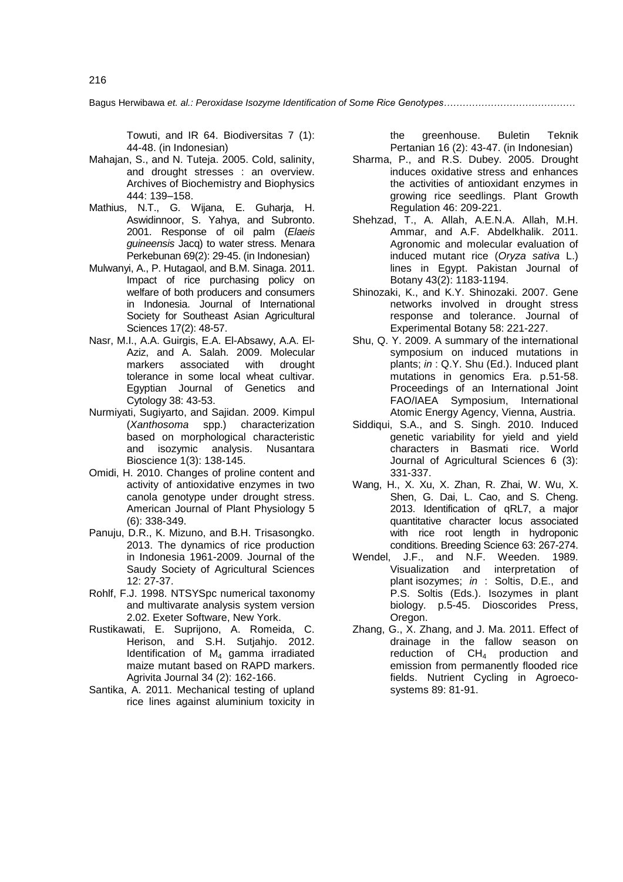Towuti, and IR 64. Biodiversitas 7 (1): 44-48. (in Indonesian)

Mahajan, S., and N. Tuteja. 2005. Cold, salinity, and drought stresses : an overview. Archives of Biochemistry and Biophysics 444: 139–158.

Mathius, N.T., G. Wijana, E. Guharja, H. Aswidinnoor, S. Yahya, and Subronto. 2001. Response of oil palm (*Elaeis guineensis* Jacq) to water stress. Menara Perkebunan 69(2): 29-45. (in Indonesian)

Mulwanyi, A., P. Hutagaol, and B.M. Sinaga. 2011. Impact of rice purchasing policy on welfare of both producers and consumers in Indonesia. Journal of International Society for Southeast Asian Agricultural Sciences 17(2): 48-57.

Nasr, M.I., A.A. Guirgis, E.A. El-Absawy, A.A. El-Aziz, and A. Salah. 2009. Molecular markers associated with drought tolerance in some local wheat cultivar. Egyptian Journal of Genetics and Cytology 38: 43-53.

Nurmiyati, Sugiyarto, and Sajidan. 2009. Kimpul (*Xanthosoma* spp.) characterization based on morphological characteristic and isozymic analysis. Nusantara Bioscience 1(3): 138-145.

Omidi, H. 2010. Changes of proline content and activity of antioxidative enzymes in two canola genotype under drought stress. American Journal of Plant Physiology 5 (6): 338-349.

Panuju, D.R., K. Mizuno, and B.H. Trisasongko. 2013. The dynamics of rice production in Indonesia 1961-2009. Journal of the Saudy Society of Agricultural Sciences 12: 27-37.

Rohlf, F.J. 1998. NTSYSpc numerical taxonomy and multivarate analysis system version 2.02. Exeter Software, New York.

Rustikawati, E. Suprijono, A. Romeida, C. Herison, and S.H. Sutjahjo. 2012. Identification of $M_4$ gamma irradiated maize mutant based on RAPD markers. Agrivita Journal 34 (2): 162-166.

Santika, A. 2011. Mechanical testing of upland rice lines against aluminium toxicity in the greenhouse. Buletin Teknik Pertanian 16 (2): 43-47. (in Indonesian)

Sharma, P., and R.S. Dubey. 2005. Drought induces oxidative stress and enhances the activities of antioxidant enzymes in growing rice seedlings. Plant Growth Regulation 46: 209-221.

Shehzad, T., A. Allah, A.E.N.A. Allah, M.H. Ammar, and A.F. Abdelkhalik. 2011. Agronomic and molecular evaluation of induced mutant rice (*Oryza sativa* L.) lines in Egypt. Pakistan Journal of Botany 43(2): 1183-1194.

Shinozaki, K., and K.Y. Shinozaki. 2007. Gene networks involved in drought stress response and tolerance. Journal of Experimental Botany 58: 221-227.

Shu, Q. Y. 2009. A summary of the international symposium on induced mutations in plants; *in* : Q.Y. Shu (Ed.). Induced plant mutations in genomics Era. p.51-58. Proceedings of an International Joint FAO/IAEA Symposium, International Atomic Energy Agency, Vienna, Austria.

Siddiqui, S.A., and S. Singh. 2010. Induced genetic variability for yield and yield characters in Basmati rice. World Journal of Agricultural Sciences 6 (3): 331-337.

Wang, H., X. Xu, X. Zhan, R. Zhai, W. Wu, X. Shen, G. Dai, L. Cao, and S. Cheng. 2013. Identification of qRL7, a major quantitative character locus associated with rice root length in hydroponic conditions. Breeding Science 63: 267-274.

Wendel, J.F., and N.F. Weeden. 1989. Visualization and interpretation of plant isozymes; *in* : Soltis, D.E., and P.S. Soltis (Eds.). Isozymes in plant biology. p.5-45. Dioscorides Press, Oregon.

Zhang, G., X. Zhang, and J. Ma. 2011. Effect of drainage in the fallow season on reduction of $CH_4$ production and emission from permanently flooded rice fields. Nutrient Cycling in Agroecosystems 89: 81-91.